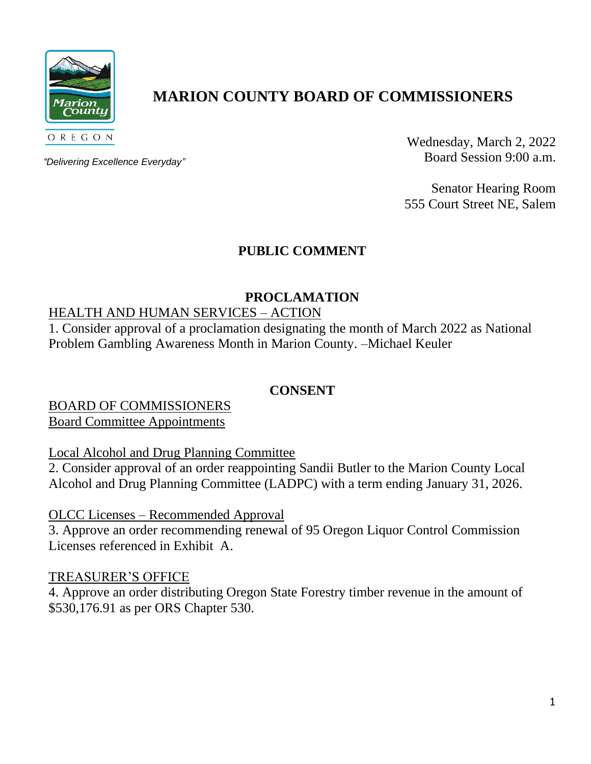# MARION COUNTY BOARD OF COMMISSIONERS

OREGON

*"Delivering Excellence Everyday"*

Wednesday, March 2, 2022
Board Session 9:00 a.m.

Senator Hearing Room
555 Court Street NE, Salem

## PUBLIC COMMENT

## PROCLAMATION

HEALTH AND HUMAN SERVICES – ACTION

1. Consider approval of a proclamation designating the month of March 2022 as National Problem Gambling Awareness Month in Marion County. –Michael Keuler

## CONSENT

BOARD OF COMMISSIONERS
Board Committee Appointments

Local Alcohol and Drug Planning Committee

2. Consider approval of an order reappointing Sandii Butler to the Marion County Local Alcohol and Drug Planning Committee (LADPC) with a term ending January 31, 2026.

OLCC Licenses – Recommended Approval

3. Approve an order recommending renewal of 95 Oregon Liquor Control Commission Licenses referenced in Exhibit A.

TREASURER'S OFFICE

4. Approve an order distributing Oregon State Forestry timber revenue in the amount of $530,176.91 as per ORS Chapter 530.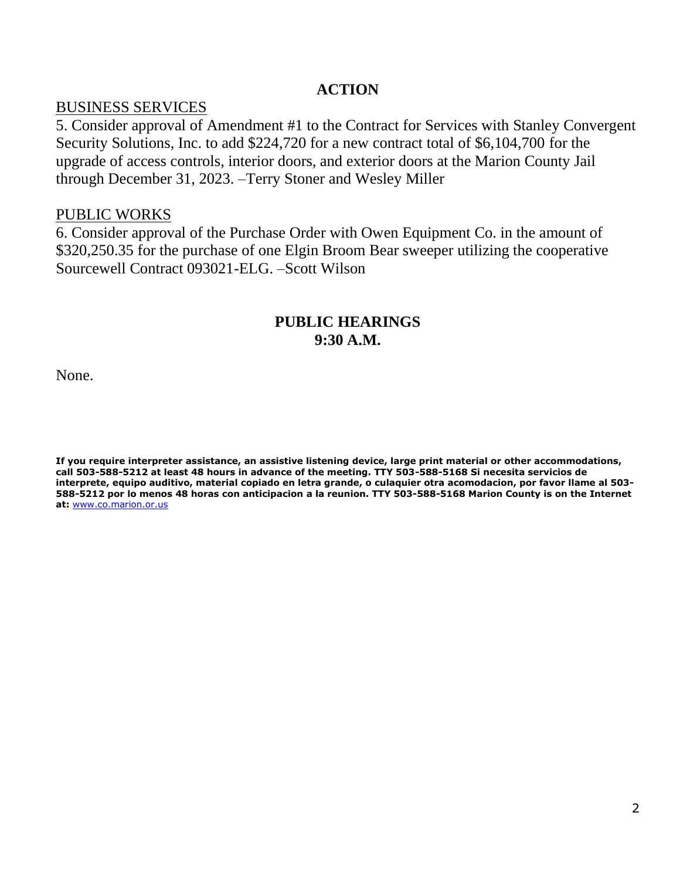## ACTION

BUSINESS SERVICES

5. Consider approval of Amendment #1 to the Contract for Services with Stanley Convergent Security Solutions, Inc. to add $224,720 for a new contract total of $6,104,700 for the upgrade of access controls, interior doors, and exterior doors at the Marion County Jail through December 31, 2023. –Terry Stoner and Wesley Miller

PUBLIC WORKS

6. Consider approval of the Purchase Order with Owen Equipment Co. in the amount of $320,250.35 for the purchase of one Elgin Broom Bear sweeper utilizing the cooperative Sourcewell Contract 093021-ELG. –Scott Wilson

## PUBLIC HEARINGS
## 9:30 A.M.

None.

**If you require interpreter assistance, an assistive listening device, large print material or other accommodations, call 503-588-5212 at least 48 hours in advance of the meeting. TTY 503-588-5168 Si necesita servicios de interprete, equipo auditivo, material copiado en letra grande, o culaquier otra acomodacion, por favor llame al 503-588-5212 por lo menos 48 horas con anticipacion a la reunion. TTY 503-588-5168 Marion County is on the Internet at:** www.co.marion.or.us